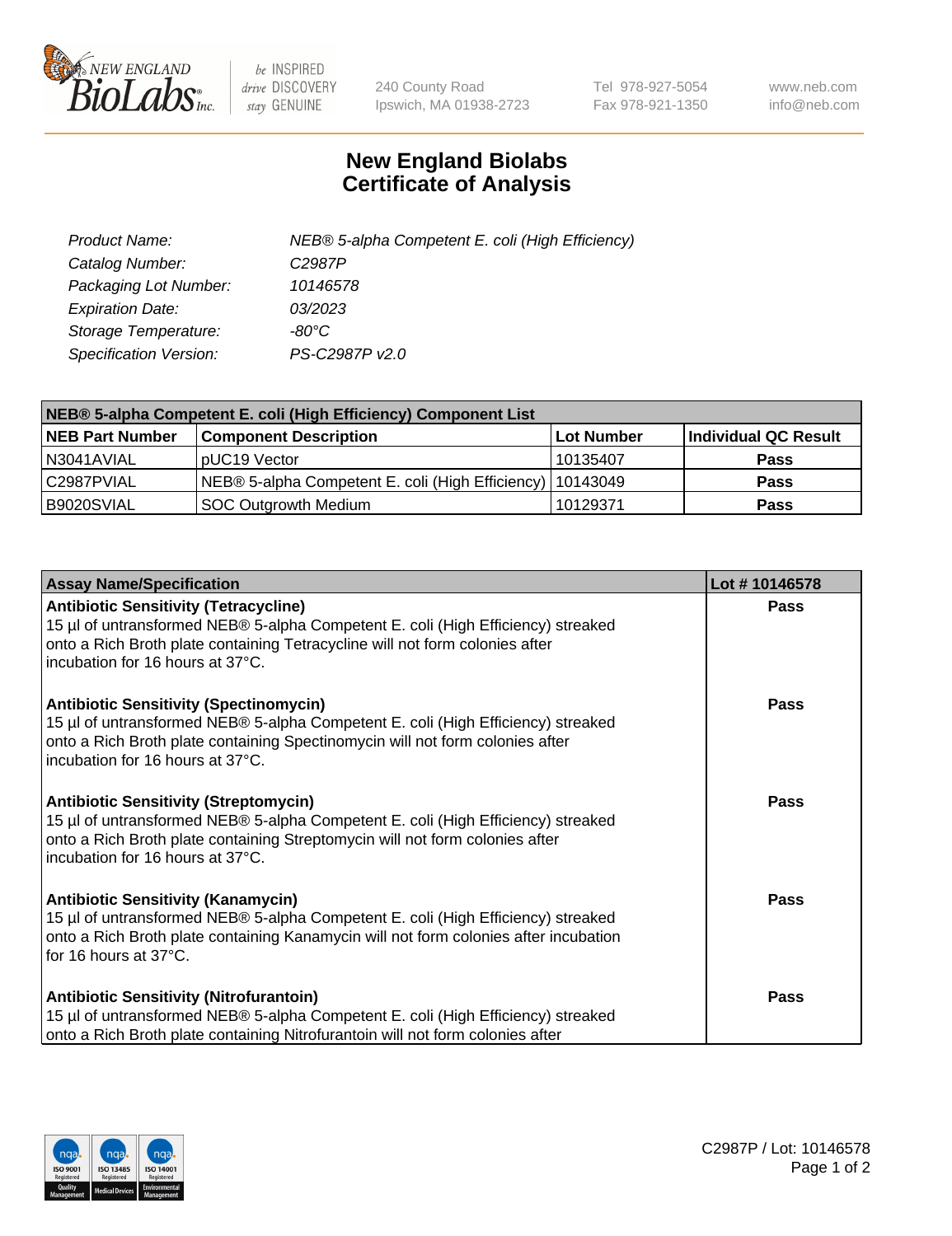# New England Biolabs Certificate of Analysis

| | |
|---|---|
| *Product Name:* | *NEB® 5-alpha Competent E. coli (High Efficiency)* |
| *Catalog Number:* | *C2987P* |
| *Packaging Lot Number:* | *10146578* |
| *Expiration Date:* | *03/2023* |
| *Storage Temperature:* | *-80°C* |
| *Specification Version:* | *PS-C2987P v2.0* |

| **NEB® 5-alpha Competent E. coli (High Efficiency) Component List** | | | |
|---|---|---|---|
| **NEB Part Number** | **Component Description** | **Lot Number** | **Individual QC Result** |
| N3041AVIAL | pUC19 Vector | 10135407 | **Pass** |
| C2987PVIAL | NEB® 5-alpha Competent E. coli (High Efficiency) | 10143049 | **Pass** |
| B9020SVIAL | SOC Outgrowth Medium | 10129371 | **Pass** |

| **Assay Name/Specification** | **Lot # 10146578** |
|---|---|
| **Antibiotic Sensitivity (Tetracycline)**<br>15 µl of untransformed NEB® 5-alpha Competent E. coli (High Efficiency) streaked onto a Rich Broth plate containing Tetracycline will not form colonies after incubation for 16 hours at 37°C. | **Pass** |
| **Antibiotic Sensitivity (Spectinomycin)**<br>15 µl of untransformed NEB® 5-alpha Competent E. coli (High Efficiency) streaked onto a Rich Broth plate containing Spectinomycin will not form colonies after incubation for 16 hours at 37°C. | **Pass** |
| **Antibiotic Sensitivity (Streptomycin)**<br>15 µl of untransformed NEB® 5-alpha Competent E. coli (High Efficiency) streaked onto a Rich Broth plate containing Streptomycin will not form colonies after incubation for 16 hours at 37°C. | **Pass** |
| **Antibiotic Sensitivity (Kanamycin)**<br>15 µl of untransformed NEB® 5-alpha Competent E. coli (High Efficiency) streaked onto a Rich Broth plate containing Kanamycin will not form colonies after incubation for 16 hours at 37°C. | **Pass** |
| **Antibiotic Sensitivity (Nitrofurantoin)**<br>15 µl of untransformed NEB® 5-alpha Competent E. coli (High Efficiency) streaked onto a Rich Broth plate containing Nitrofurantoin will not form colonies after | **Pass** |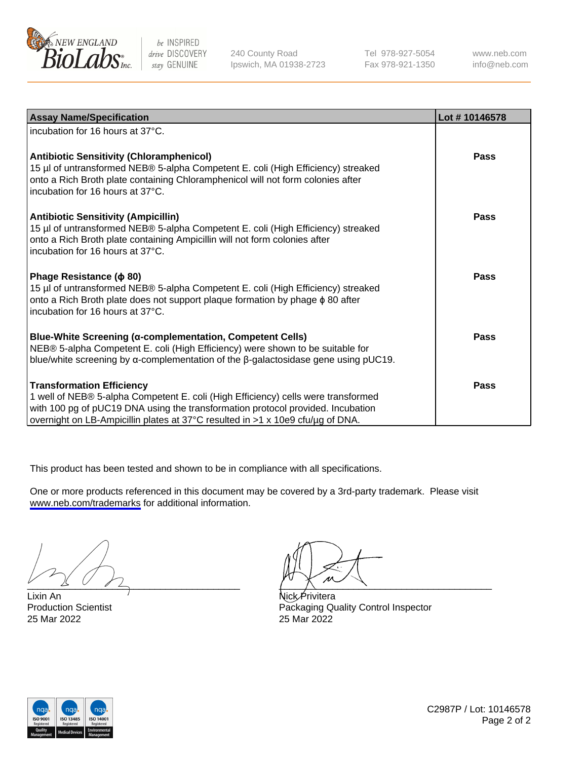| Assay Name/Specification | Lot # 10146578 |
|---|---|
| incubation for 16 hours at 37°C. | |
| **Antibiotic Sensitivity (Chloramphenicol)**<br>15 µl of untransformed NEB® 5-alpha Competent E. coli (High Efficiency) streaked onto a Rich Broth plate containing Chloramphenicol will not form colonies after incubation for 16 hours at 37°C. | **Pass** |
| **Antibiotic Sensitivity (Ampicillin)**<br>15 µl of untransformed NEB® 5-alpha Competent E. coli (High Efficiency) streaked onto a Rich Broth plate containing Ampicillin will not form colonies after incubation for 16 hours at 37°C. | **Pass** |
| **Phage Resistance (ϕ 80)**<br>15 µl of untransformed NEB® 5-alpha Competent E. coli (High Efficiency) streaked onto a Rich Broth plate does not support plaque formation by phage ϕ 80 after incubation for 16 hours at 37°C. | **Pass** |
| **Blue-White Screening (α-complementation, Competent Cells)**<br>NEB® 5-alpha Competent E. coli (High Efficiency) were shown to be suitable for blue/white screening by α-complementation of the β-galactosidase gene using pUC19. | **Pass** |
| **Transformation Efficiency**<br>1 well of NEB® 5-alpha Competent E. coli (High Efficiency) cells were transformed with 100 pg of pUC19 DNA using the transformation protocol provided. Incubation overnight on LB-Ampicillin plates at 37°C resulted in >1 x 10e9 cfu/µg of DNA. | **Pass** |

This product has been tested and shown to be in compliance with all specifications.

One or more products referenced in this document may be covered by a 3rd-party trademark. Please visit www.neb.com/trademarks for additional information.

Lixin An
Production Scientist
25 Mar 2022

Nick Privitera
Packaging Quality Control Inspector
25 Mar 2022

C2987P / Lot: 10146578